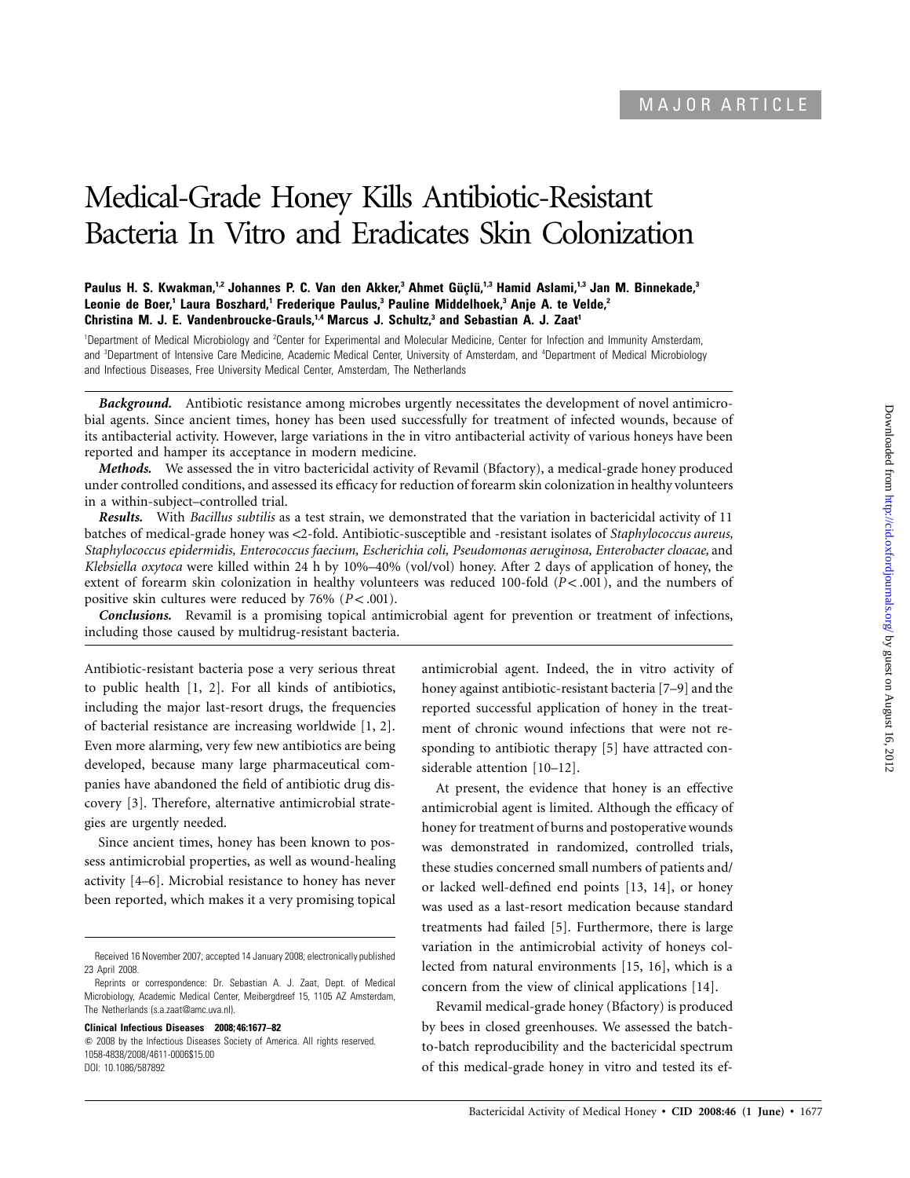MAJOR ARTICLE

# Medical-Grade Honey Kills Antibiotic-Resistant Bacteria In Vitro and Eradicates Skin Colonization

**Paulus H. S. Kwakman,[1,2] Johannes P. C. Van den Akker,[3] Ahmet Güçlü,[1,3] Hamid Aslami,[1,3] Jan M. Binnekade,[3] Leonie de Boer,[1] Laura Boszhard,[1] Frederique Paulus,[3] Pauline Middelhoek,[3] Anje A. te Velde,[2] Christina M. J. E. Vandenbroucke-Grauls,[1,4] Marcus J. Schultz,[3] and Sebastian A. J. Zaat[1]**

[1]Department of Medical Microbiology and [2]Center for Experimental and Molecular Medicine, Center for Infection and Immunity Amsterdam, and [3]Department of Intensive Care Medicine, Academic Medical Center, University of Amsterdam, and [4]Department of Medical Microbiology and Infectious Diseases, Free University Medical Center, Amsterdam, The Netherlands

***Background.*** Antibiotic resistance among microbes urgently necessitates the development of novel antimicrobial agents. Since ancient times, honey has been used successfully for treatment of infected wounds, because of its antibacterial activity. However, large variations in the in vitro antibacterial activity of various honeys have been reported and hamper its acceptance in modern medicine.

***Methods.*** We assessed the in vitro bactericidal activity of Revamil (Bfactory), a medical-grade honey produced under controlled conditions, and assessed its efficacy for reduction of forearm skin colonization in healthy volunteers in a within-subject–controlled trial.

***Results.*** With *Bacillus subtilis* as a test strain, we demonstrated that the variation in bactericidal activity of 11 batches of medical-grade honey was <2-fold. Antibiotic-susceptible and -resistant isolates of *Staphylococcus aureus, Staphylococcus epidermidis, Enterococcus faecium, Escherichia coli, Pseudomonas aeruginosa, Enterobacter cloacae,* and *Klebsiella oxytoca* were killed within 24 h by 10%–40% (vol/vol) honey. After 2 days of application of honey, the extent of forearm skin colonization in healthy volunteers was reduced 100-fold ($P < .001$), and the numbers of positive skin cultures were reduced by 76% ($P < .001$).

***Conclusions.*** Revamil is a promising topical antimicrobial agent for prevention or treatment of infections, including those caused by multidrug-resistant bacteria.

Antibiotic-resistant bacteria pose a very serious threat to public health [1, 2]. For all kinds of antibiotics, including the major last-resort drugs, the frequencies of bacterial resistance are increasing worldwide [1, 2]. Even more alarming, very few new antibiotics are being developed, because many large pharmaceutical companies have abandoned the field of antibiotic drug discovery [3]. Therefore, alternative antimicrobial strategies are urgently needed.

Since ancient times, honey has been known to possess antimicrobial properties, as well as wound-healing activity [4–6]. Microbial resistance to honey has never been reported, which makes it a very promising topical antimicrobial agent. Indeed, the in vitro activity of honey against antibiotic-resistant bacteria [7–9] and the reported successful application of honey in the treatment of chronic wound infections that were not responding to antibiotic therapy [5] have attracted considerable attention [10–12].

At present, the evidence that honey is an effective antimicrobial agent is limited. Although the efficacy of honey for treatment of burns and postoperative wounds was demonstrated in randomized, controlled trials, these studies concerned small numbers of patients and/or lacked well-defined end points [13, 14], or honey was used as a last-resort medication because standard treatments had failed [5]. Furthermore, there is large variation in the antimicrobial activity of honeys collected from natural environments [15, 16], which is a concern from the view of clinical applications [14].

Revamil medical-grade honey (Bfactory) is produced by bees in closed greenhouses. We assessed the batch-to-batch reproducibility and the bactericidal spectrum of this medical-grade honey in vitro and tested its ef-

Received 16 November 2007; accepted 14 January 2008; electronically published 23 April 2008.

Reprints or correspondence: Dr. Sebastian A. J. Zaat, Dept. of Medical Microbiology, Academic Medical Center, Meibergdreef 15, 1105 AZ Amsterdam, The Netherlands (s.a.zaat@amc.uva.nl).

**Clinical Infectious Diseases 2008; 46:1677–82**

© 2008 by the Infectious Diseases Society of America. All rights reserved.
1058-4838/2008/4611-0006$15.00
DOI: 10.1086/587892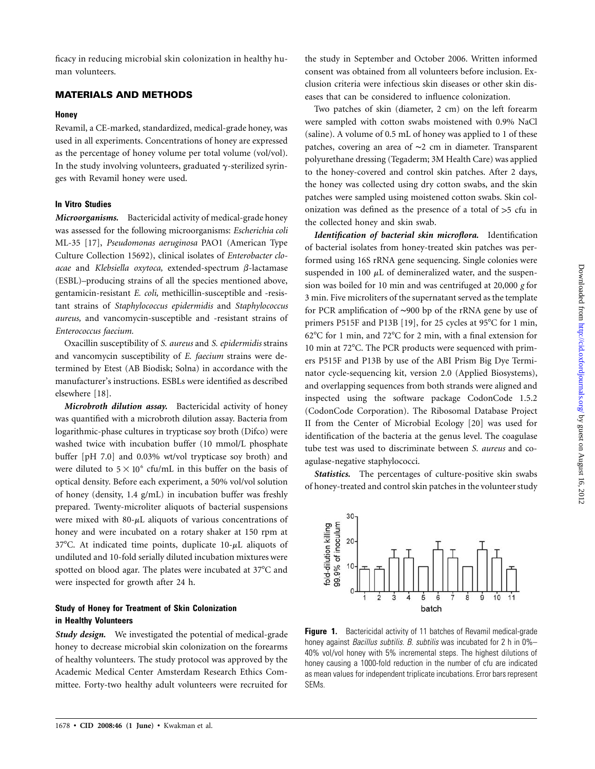ficacy in reducing microbial skin colonization in healthy human volunteers.

## MATERIALS AND METHODS

### Honey

Revamil, a CE-marked, standardized, medical-grade honey, was used in all experiments. Concentrations of honey are expressed as the percentage of honey volume per total volume (vol/vol). In the study involving volunteers, graduated $\gamma$-sterilized syringes with Revamil honey were used.

### In Vitro Studies

***Microorganisms.*** Bactericidal activity of medical-grade honey was assessed for the following microorganisms: *Escherichia coli* ML-35 [17], *Pseudomonas aeruginosa* PAO1 (American Type Culture Collection 15692), clinical isolates of *Enterobacter cloacae* and *Klebsiella oxytoca,* extended-spectrum $\beta$-lactamase (ESBL)–producing strains of all the species mentioned above, gentamicin-resistant *E. coli,* methicillin-susceptible and -resistant strains of *Staphylococcus epidermidis* and *Staphylococcus aureus,* and vancomycin-susceptible and -resistant strains of *Enterococcus faecium.*

Oxacillin susceptibility of *S. aureus* and *S. epidermidis* strains and vancomycin susceptibility of *E. faecium* strains were determined by Etest (AB Biodisk; Solna) in accordance with the manufacturer's instructions. ESBLs were identified as described elsewhere [18].

***Microbroth dilution assay.*** Bactericidal activity of honey was quantified with a microbroth dilution assay. Bacteria from logarithmic-phase cultures in trypticase soy broth (Difco) were washed twice with incubation buffer (10 mmol/L phosphate buffer [pH 7.0] and 0.03% wt/vol trypticase soy broth) and were diluted to $5 \times 10^6$ cfu/mL in this buffer on the basis of optical density. Before each experiment, a 50% vol/vol solution of honey (density, 1.4 g/mL) in incubation buffer was freshly prepared. Twenty-microliter aliquots of bacterial suspensions were mixed with 80-$\mu$L aliquots of various concentrations of honey and were incubated on a rotary shaker at 150 rpm at 37°C. At indicated time points, duplicate 10-$\mu$L aliquots of undiluted and 10-fold serially diluted incubation mixtures were spotted on blood agar. The plates were incubated at 37°C and were inspected for growth after 24 h.

### Study of Honey for Treatment of Skin Colonization in Healthy Volunteers

***Study design.*** We investigated the potential of medical-grade honey to decrease microbial skin colonization on the forearms of healthy volunteers. The study protocol was approved by the Academic Medical Center Amsterdam Research Ethics Committee. Forty-two healthy adult volunteers were recruited for the study in September and October 2006. Written informed consent was obtained from all volunteers before inclusion. Exclusion criteria were infectious skin diseases or other skin diseases that can be considered to influence colonization.

Two patches of skin (diameter, 2 cm) on the left forearm were sampled with cotton swabs moistened with 0.9% NaCl (saline). A volume of 0.5 mL of honey was applied to 1 of these patches, covering an area of ~2 cm in diameter. Transparent polyurethane dressing (Tegaderm; 3M Health Care) was applied to the honey-covered and control skin patches. After 2 days, the honey was collected using dry cotton swabs, and the skin patches were sampled using moistened cotton swabs. Skin colonization was defined as the presence of a total of >5 cfu in the collected honey and skin swab.

***Identification of bacterial skin microflora.*** Identification of bacterial isolates from honey-treated skin patches was performed using 16S rRNA gene sequencing. Single colonies were suspended in 100 $\mu$L of demineralized water, and the suspension was boiled for 10 min and was centrifuged at 20,000 *g* for 3 min. Five microliters of the supernatant served as the template for PCR amplification of ~900 bp of the rRNA gene by use of primers P515F and P13B [19], for 25 cycles at 95°C for 1 min, 62°C for 1 min, and 72°C for 2 min, with a final extension for 10 min at 72°C. The PCR products were sequenced with primers P515F and P13B by use of the ABI Prism Big Dye Terminator cycle-sequencing kit, version 2.0 (Applied Biosystems), and overlapping sequences from both strands were aligned and inspected using the software package CodonCode 1.5.2 (CodonCode Corporation). The Ribosomal Database Project II from the Center of Microbial Ecology [20] was used for identification of the bacteria at the genus level. The coagulase tube test was used to discriminate between *S. aureus* and coagulase-negative staphylococci.

***Statistics.*** The percentages of culture-positive skin swabs of honey-treated and control skin patches in the volunteer study

**Figure 1.** Bactericidal activity of 11 batches of Revamil medical-grade honey against *Bacillus subtilis. B. subtilis* was incubated for 2 h in 0%–40% vol/vol honey with 5% incremental steps. The highest dilutions of honey causing a 1000-fold reduction in the number of cfu are indicated as mean values for independent triplicate incubations. Error bars represent SEMs.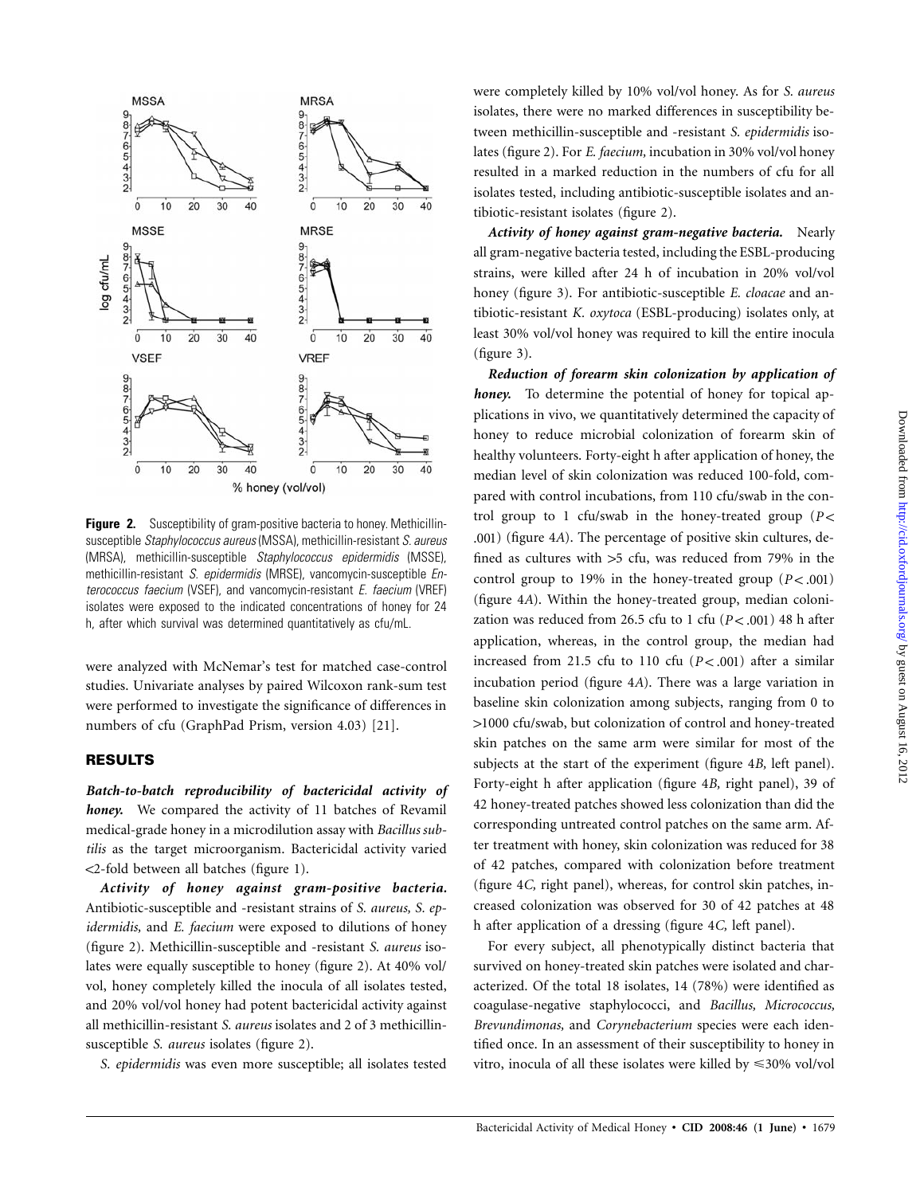**Figure 2.** Susceptibility of gram-positive bacteria to honey. Methicillin-susceptible *Staphylococcus aureus* (MSSA), methicillin-resistant *S. aureus* (MRSA), methicillin-susceptible *Staphylococcus epidermidis* (MSSE), methicillin-resistant *S. epidermidis* (MRSE), vancomycin-susceptible *Enterococcus faecium* (VSEF), and vancomycin-resistant *E. faecium* (VREF) isolates were exposed to the indicated concentrations of honey for 24 h, after which survival was determined quantitatively as cfu/mL.

were analyzed with McNemar's test for matched case-control studies. Univariate analyses by paired Wilcoxon rank-sum test were performed to investigate the significance of differences in numbers of cfu (GraphPad Prism, version 4.03) [21].

## RESULTS

***Batch-to-batch reproducibility of bactericidal activity of honey.*** We compared the activity of 11 batches of Revamil medical-grade honey in a microdilution assay with *Bacillus subtilis* as the target microorganism. Bactericidal activity varied <2-fold between all batches (figure 1).

***Activity of honey against gram-positive bacteria.*** Antibiotic-susceptible and -resistant strains of *S. aureus, S. epidermidis,* and *E. faecium* were exposed to dilutions of honey (figure 2). Methicillin-susceptible and -resistant *S. aureus* isolates were equally susceptible to honey (figure 2). At 40% vol/vol, honey completely killed the inocula of all isolates tested, and 20% vol/vol honey had potent bactericidal activity against all methicillin-resistant *S. aureus* isolates and 2 of 3 methicillin-susceptible *S. aureus* isolates (figure 2).

*S. epidermidis* was even more susceptible; all isolates tested were completely killed by 10% vol/vol honey. As for *S. aureus* isolates, there were no marked differences in susceptibility between methicillin-susceptible and -resistant *S. epidermidis* isolates (figure 2). For *E. faecium,* incubation in 30% vol/vol honey resulted in a marked reduction in the numbers of cfu for all isolates tested, including antibiotic-susceptible isolates and antibiotic-resistant isolates (figure 2).

***Activity of honey against gram-negative bacteria.*** Nearly all gram-negative bacteria tested, including the ESBL-producing strains, were killed after 24 h of incubation in 20% vol/vol honey (figure 3). For antibiotic-susceptible *E. cloacae* and antibiotic-resistant *K. oxytoca* (ESBL-producing) isolates only, at least 30% vol/vol honey was required to kill the entire inocula (figure 3).

***Reduction of forearm skin colonization by application of honey.*** To determine the potential of honey for topical applications in vivo, we quantitatively determined the capacity of honey to reduce microbial colonization of forearm skin of healthy volunteers. Forty-eight h after application of honey, the median level of skin colonization was reduced 100-fold, compared with control incubations, from 110 cfu/swab in the control group to 1 cfu/swab in the honey-treated group ($P < .001$) (figure 4*A*). The percentage of positive skin cultures, defined as cultures with >5 cfu, was reduced from 79% in the control group to 19% in the honey-treated group ($P < .001$) (figure 4*A*). Within the honey-treated group, median colonization was reduced from 26.5 cfu to 1 cfu ($P < .001$) 48 h after application, whereas, in the control group, the median had increased from 21.5 cfu to 110 cfu ($P < .001$) after a similar incubation period (figure 4*A*). There was a large variation in baseline skin colonization among subjects, ranging from 0 to >1000 cfu/swab, but colonization of control and honey-treated skin patches on the same arm were similar for most of the subjects at the start of the experiment (figure 4*B,* left panel). Forty-eight h after application (figure 4*B,* right panel), 39 of 42 honey-treated patches showed less colonization than did the corresponding untreated control patches on the same arm. After treatment with honey, skin colonization was reduced for 38 of 42 patches, compared with colonization before treatment (figure 4*C,* right panel), whereas, for control skin patches, increased colonization was observed for 30 of 42 patches at 48 h after application of a dressing (figure 4*C,* left panel).

For every subject, all phenotypically distinct bacteria that survived on honey-treated skin patches were isolated and characterized. Of the total 18 isolates, 14 (78%) were identified as coagulase-negative staphylococci, and *Bacillus, Micrococcus, Brevundimonas,* and *Corynebacterium* species were each identified once. In an assessment of their susceptibility to honey in vitro, inocula of all these isolates were killed by ⩽30% vol/vol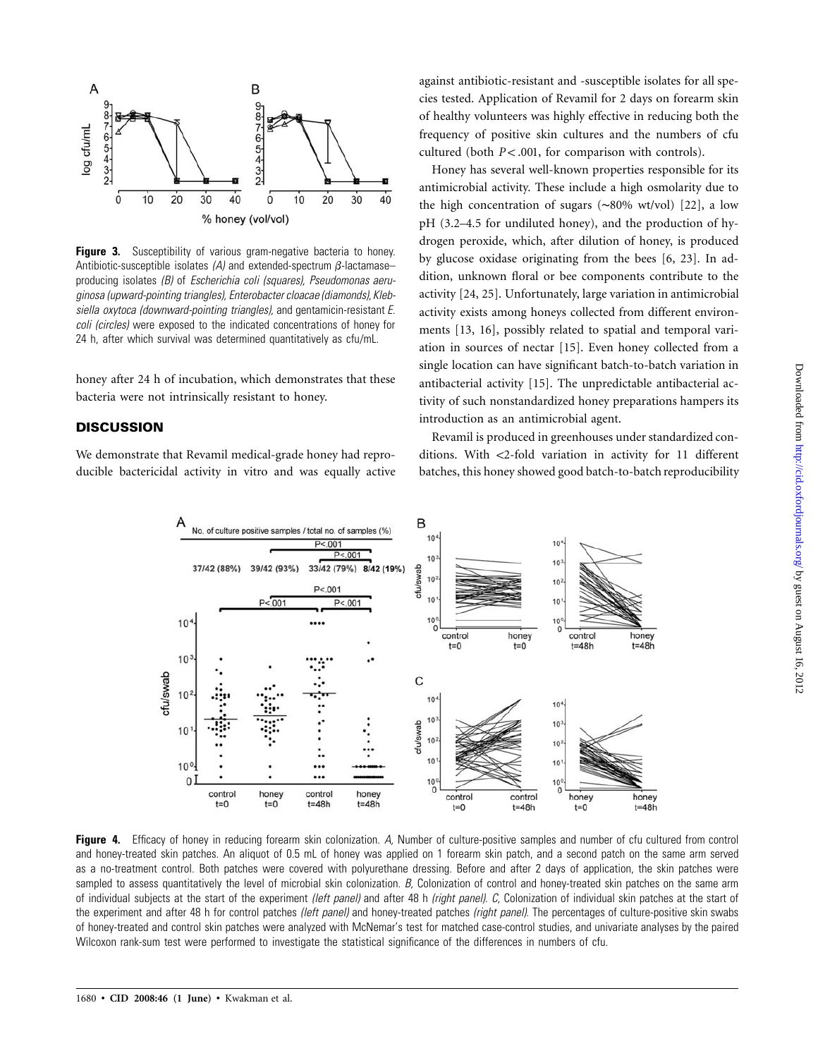**Figure 3.** Susceptibility of various gram-negative bacteria to honey. Antibiotic-susceptible isolates *(A)* and extended-spectrum *β*-lactamase–producing isolates *(B)* of *Escherichia coli (squares), Pseudomonas aeruginosa (upward-pointing triangles), Enterobacter cloacae (diamonds), Klebsiella oxytoca (downward-pointing triangles),* and gentamicin-resistant *E. coli (circles)* were exposed to the indicated concentrations of honey for 24 h, after which survival was determined quantitatively as cfu/mL.

honey after 24 h of incubation, which demonstrates that these bacteria were not intrinsically resistant to honey.

## DISCUSSION

We demonstrate that Revamil medical-grade honey had reproducible bactericidal activity in vitro and was equally active against antibiotic-resistant and -susceptible isolates for all species tested. Application of Revamil for 2 days on forearm skin of healthy volunteers was highly effective in reducing both the frequency of positive skin cultures and the numbers of cfu cultured (both $P < .001$, for comparison with controls).

Honey has several well-known properties responsible for its antimicrobial activity. These include a high osmolarity due to the high concentration of sugars (~80% wt/vol) [22], a low pH (3.2–4.5 for undiluted honey), and the production of hydrogen peroxide, which, after dilution of honey, is produced by glucose oxidase originating from the bees [6, 23]. In addition, unknown floral or bee components contribute to the activity [24, 25]. Unfortunately, large variation in antimicrobial activity exists among honeys collected from different environments [13, 16], possibly related to spatial and temporal variation in sources of nectar [15]. Even honey collected from a single location can have significant batch-to-batch variation in antibacterial activity [15]. The unpredictable antibacterial activity of such nonstandardized honey preparations hampers its introduction as an antimicrobial agent.

Revamil is produced in greenhouses under standardized conditions. With <2-fold variation in activity for 11 different batches, this honey showed good batch-to-batch reproducibility

**Figure 4.** Efficacy of honey in reducing forearm skin colonization. *A,* Number of culture-positive samples and number of cfu cultured from control and honey-treated skin patches. An aliquot of 0.5 mL of honey was applied on 1 forearm skin patch, and a second patch on the same arm served as a no-treatment control. Both patches were covered with polyurethane dressing. Before and after 2 days of application, the skin patches were sampled to assess quantitatively the level of microbial skin colonization. *B,* Colonization of control and honey-treated skin patches on the same arm of individual subjects at the start of the experiment *(left panel)* and after 48 h *(right panel)*. *C,* Colonization of individual skin patches at the start of the experiment and after 48 h for control patches *(left panel)* and honey-treated patches *(right panel)*. The percentages of culture-positive skin swabs of honey-treated and control skin patches were analyzed with McNemar's test for matched case-control studies, and univariate analyses by the paired Wilcoxon rank-sum test were performed to investigate the statistical significance of the differences in numbers of cfu.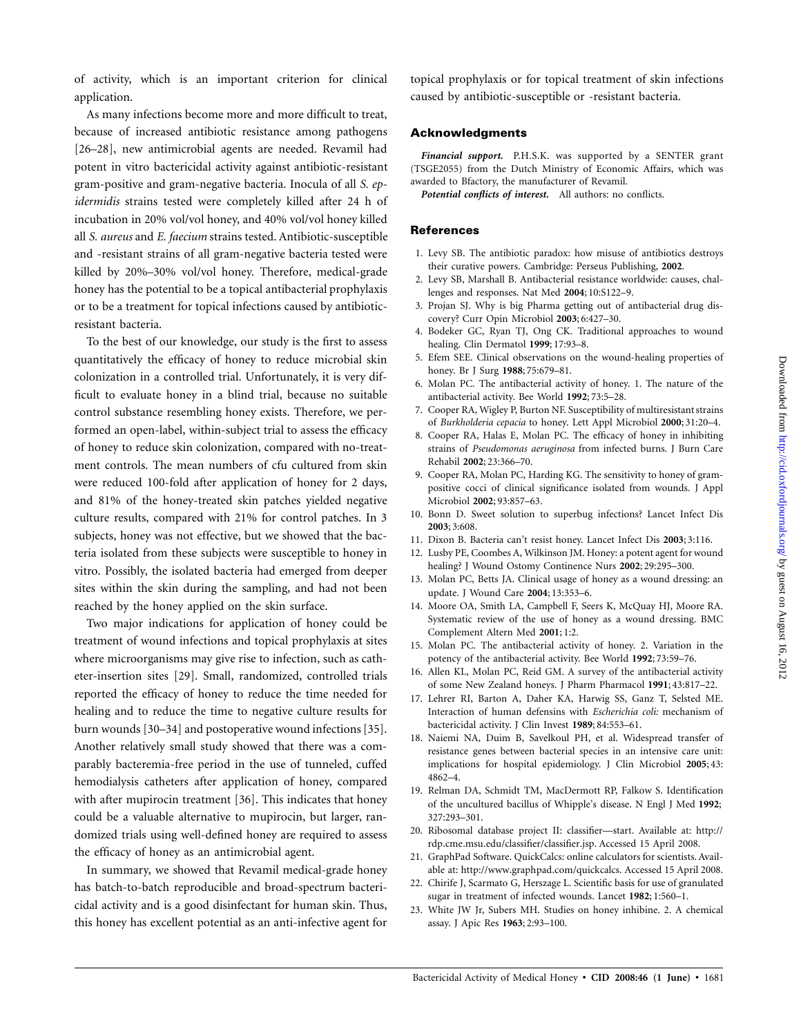of activity, which is an important criterion for clinical application.

As many infections become more and more difficult to treat, because of increased antibiotic resistance among pathogens [26–28], new antimicrobial agents are needed. Revamil had potent in vitro bactericidal activity against antibiotic-resistant gram-positive and gram-negative bacteria. Inocula of all *S. epidermidis* strains tested were completely killed after 24 h of incubation in 20% vol/vol honey, and 40% vol/vol honey killed all *S. aureus* and *E. faecium* strains tested. Antibiotic-susceptible and -resistant strains of all gram-negative bacteria tested were killed by 20%–30% vol/vol honey. Therefore, medical-grade honey has the potential to be a topical antibacterial prophylaxis or to be a treatment for topical infections caused by antibiotic-resistant bacteria.

To the best of our knowledge, our study is the first to assess quantitatively the efficacy of honey to reduce microbial skin colonization in a controlled trial. Unfortunately, it is very difficult to evaluate honey in a blind trial, because no suitable control substance resembling honey exists. Therefore, we performed an open-label, within-subject trial to assess the efficacy of honey to reduce skin colonization, compared with no-treatment controls. The mean numbers of cfu cultured from skin were reduced 100-fold after application of honey for 2 days, and 81% of the honey-treated skin patches yielded negative culture results, compared with 21% for control patches. In 3 subjects, honey was not effective, but we showed that the bacteria isolated from these subjects were susceptible to honey in vitro. Possibly, the isolated bacteria had emerged from deeper sites within the skin during the sampling, and had not been reached by the honey applied on the skin surface.

Two major indications for application of honey could be treatment of wound infections and topical prophylaxis at sites where microorganisms may give rise to infection, such as catheter-insertion sites [29]. Small, randomized, controlled trials reported the efficacy of honey to reduce the time needed for healing and to reduce the time to negative culture results for burn wounds [30–34] and postoperative wound infections [35]. Another relatively small study showed that there was a comparably bacteremia-free period in the use of tunneled, cuffed hemodialysis catheters after application of honey, compared with after mupirocin treatment [36]. This indicates that honey could be a valuable alternative to mupirocin, but larger, randomized trials using well-defined honey are required to assess the efficacy of honey as an antimicrobial agent.

In summary, we showed that Revamil medical-grade honey has batch-to-batch reproducible and broad-spectrum bactericidal activity and is a good disinfectant for human skin. Thus, this honey has excellent potential as an anti-infective agent for topical prophylaxis or for topical treatment of skin infections caused by antibiotic-susceptible or -resistant bacteria.

## Acknowledgments

***Financial support.*** P.H.S.K. was supported by a SENTER grant (TSGE2055) from the Dutch Ministry of Economic Affairs, which was awarded to Bfactory, the manufacturer of Revamil.

***Potential conflicts of interest.*** All authors: no conflicts.

## References

1. Levy SB. The antibiotic paradox: how misuse of antibiotics destroys their curative powers. Cambridge: Perseus Publishing, **2002**.
2. Levy SB, Marshall B. Antibacterial resistance worldwide: causes, challenges and responses. Nat Med **2004**; 10:S122–9.
3. Projan SJ. Why is big Pharma getting out of antibacterial drug discovery? Curr Opin Microbiol **2003**; 6:427–30.
4. Bodeker GC, Ryan TJ, Ong CK. Traditional approaches to wound healing. Clin Dermatol **1999**; 17:93–8.
5. Efem SEE. Clinical observations on the wound-healing properties of honey. Br J Surg **1988**; 75:679–81.
6. Molan PC. The antibacterial activity of honey. 1. The nature of the antibacterial activity. Bee World **1992**; 73:5–28.
7. Cooper RA, Wigley P, Burton NF. Susceptibility of multiresistant strains of *Burkholderia cepacia* to honey. Lett Appl Microbiol **2000**; 31:20–4.
8. Cooper RA, Halas E, Molan PC. The efficacy of honey in inhibiting strains of *Pseudomonas aeruginosa* from infected burns. J Burn Care Rehabil **2002**; 23:366–70.
9. Cooper RA, Molan PC, Harding KG. The sensitivity to honey of gram-positive cocci of clinical significance isolated from wounds. J Appl Microbiol **2002**; 93:857–63.
10. Bonn D. Sweet solution to superbug infections? Lancet Infect Dis **2003**; 3:608.
11. Dixon B. Bacteria can't resist honey. Lancet Infect Dis **2003**; 3:116.
12. Lusby PE, Coombes A, Wilkinson JM. Honey: a potent agent for wound healing? J Wound Ostomy Continence Nurs **2002**; 29:295–300.
13. Molan PC, Betts JA. Clinical usage of honey as a wound dressing: an update. J Wound Care **2004**; 13:353–6.
14. Moore OA, Smith LA, Campbell F, Seers K, McQuay HJ, Moore RA. Systematic review of the use of honey as a wound dressing. BMC Complement Altern Med **2001**; 1:2.
15. Molan PC. The antibacterial activity of honey. 2. Variation in the potency of the antibacterial activity. Bee World **1992**; 73:59–76.
16. Allen KL, Molan PC, Reid GM. A survey of the antibacterial activity of some New Zealand honeys. J Pharm Pharmacol **1991**; 43:817–22.
17. Lehrer RI, Barton A, Daher KA, Harwig SS, Ganz T, Selsted ME. Interaction of human defensins with *Escherichia coli:* mechanism of bactericidal activity. J Clin Invest **1989**; 84:553–61.
18. Naiemi NA, Duim B, Savelkoul PH, et al. Widespread transfer of resistance genes between bacterial species in an intensive care unit: implications for hospital epidemiology. J Clin Microbiol **2005**; 43:4862–4.
19. Relman DA, Schmidt TM, MacDermott RP, Falkow S. Identification of the uncultured bacillus of Whipple's disease. N Engl J Med **1992**; 327:293–301.
20. Ribosomal database project II: classifier—start. Available at: http://rdp.cme.msu.edu/classifier/classifier.jsp. Accessed 15 April 2008.
21. GraphPad Software. QuickCalcs: online calculators for scientists. Available at: http://www.graphpad.com/quickcalcs. Accessed 15 April 2008.
22. Chirife J, Scarmato G, Herszage L. Scientific basis for use of granulated sugar in treatment of infected wounds. Lancet **1982**; 1:560–1.
23. White JW Jr, Subers MH. Studies on honey inhibine. 2. A chemical assay. J Apic Res **1963**; 2:93–100.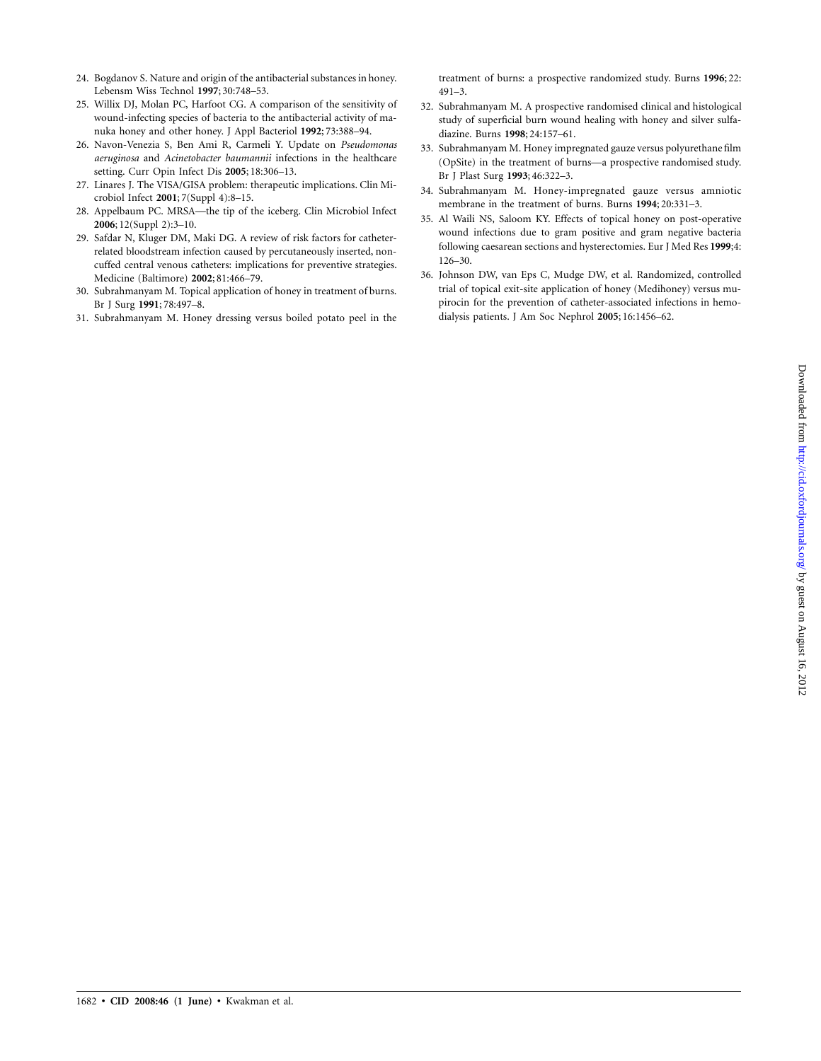24. Bogdanov S. Nature and origin of the antibacterial substances in honey. Lebensm Wiss Technol **1997**; 30:748–53.
25. Willix DJ, Molan PC, Harfoot CG. A comparison of the sensitivity of wound-infecting species of bacteria to the antibacterial activity of manuka honey and other honey. J Appl Bacteriol **1992**; 73:388–94.
26. Navon-Venezia S, Ben Ami R, Carmeli Y. Update on *Pseudomonas aeruginosa* and *Acinetobacter baumannii* infections in the healthcare setting. Curr Opin Infect Dis **2005**; 18:306–13.
27. Linares J. The VISA/GISA problem: therapeutic implications. Clin Microbiol Infect **2001**; 7(Suppl 4):8–15.
28. Appelbaum PC. MRSA—the tip of the iceberg. Clin Microbiol Infect **2006**; 12(Suppl 2):3–10.
29. Safdar N, Kluger DM, Maki DG. A review of risk factors for catheter-related bloodstream infection caused by percutaneously inserted, non-cuffed central venous catheters: implications for preventive strategies. Medicine (Baltimore) **2002**; 81:466–79.
30. Subrahmanyam M. Topical application of honey in treatment of burns. Br J Surg **1991**; 78:497–8.
31. Subrahmanyam M. Honey dressing versus boiled potato peel in the treatment of burns: a prospective randomized study. Burns **1996**; 22: 491–3.
32. Subrahmanyam M. A prospective randomised clinical and histological study of superficial burn wound healing with honey and silver sulfadiazine. Burns **1998**; 24:157–61.
33. Subrahmanyam M. Honey impregnated gauze versus polyurethane film (OpSite) in the treatment of burns—a prospective randomised study. Br J Plast Surg **1993**; 46:322–3.
34. Subrahmanyam M. Honey-impregnated gauze versus amniotic membrane in the treatment of burns. Burns **1994**; 20:331–3.
35. Al Waili NS, Saloom KY. Effects of topical honey on post-operative wound infections due to gram positive and gram negative bacteria following caesarean sections and hysterectomies. Eur J Med Res **1999**;4: 126–30.
36. Johnson DW, van Eps C, Mudge DW, et al. Randomized, controlled trial of topical exit-site application of honey (Medihoney) versus mupirocin for the prevention of catheter-associated infections in hemodialysis patients. J Am Soc Nephrol **2005**; 16:1456–62.